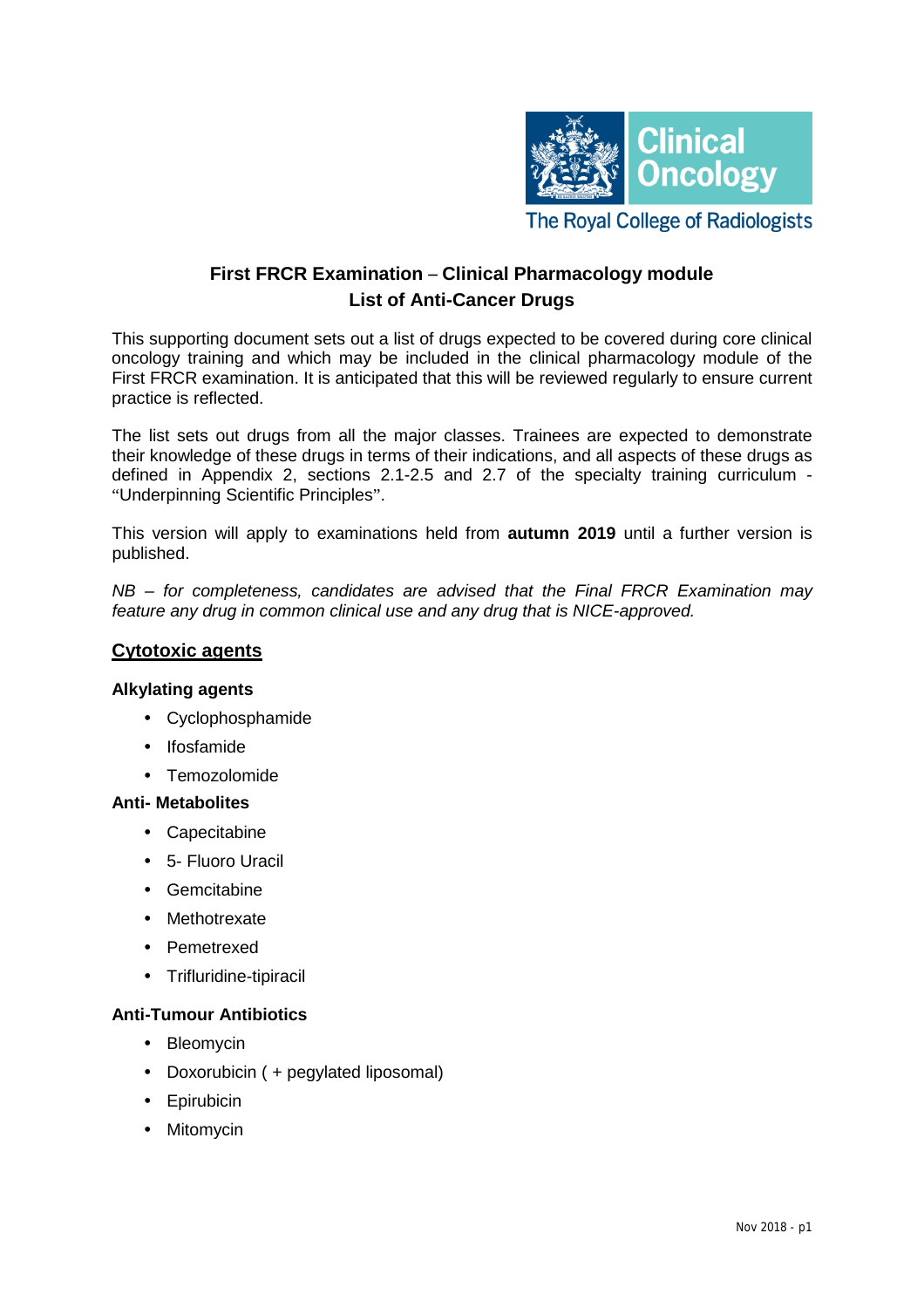Clinical Oncology

The Royal College of Radiologists

# First FRCR Examination – Clinical Pharmacology module
# List of Anti-Cancer Drugs

This supporting document sets out a list of drugs expected to be covered during core clinical oncology training and which may be included in the clinical pharmacology module of the First FRCR examination. It is anticipated that this will be reviewed regularly to ensure current practice is reflected.

The list sets out drugs from all the major classes. Trainees are expected to demonstrate their knowledge of these drugs in terms of their indications, and all aspects of these drugs as defined in Appendix 2, sections 2.1-2.5 and 2.7 of the specialty training curriculum - "Underpinning Scientific Principles".

This version will apply to examinations held from **autumn 2019** until a further version is published.

*NB – for completeness, candidates are advised that the Final FRCR Examination may feature any drug in common clinical use and any drug that is NICE-approved.*

## Cytotoxic agents

### Alkylating agents

- Cyclophosphamide
- Ifosfamide
- Temozolomide

### Anti- Metabolites

- Capecitabine
- 5- Fluoro Uracil
- Gemcitabine
- Methotrexate
- Pemetrexed
- Trifluridine-tipiracil

### Anti-Tumour Antibiotics

- Bleomycin
- Doxorubicin ( + pegylated liposomal)
- Epirubicin
- Mitomycin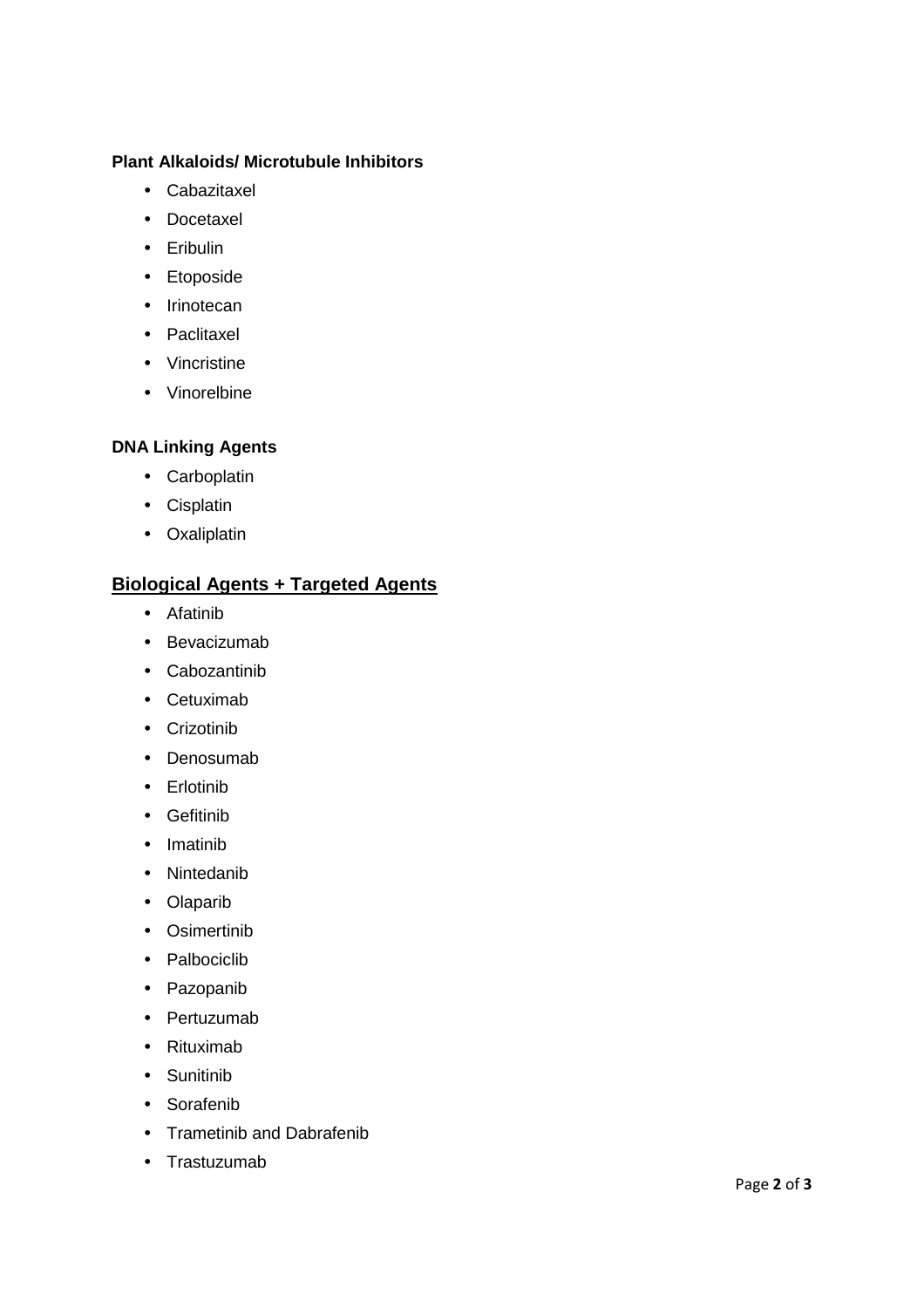**Plant Alkaloids/ Microtubule Inhibitors**

- Cabazitaxel
- Docetaxel
- Eribulin
- Etoposide
- Irinotecan
- Paclitaxel
- Vincristine
- Vinorelbine

**DNA Linking Agents**

- Carboplatin
- Cisplatin
- Oxaliplatin

## Biological Agents + Targeted Agents

- Afatinib
- Bevacizumab
- Cabozantinib
- Cetuximab
- Crizotinib
- Denosumab
- Erlotinib
- Gefitinib
- Imatinib
- Nintedanib
- Olaparib
- Osimertinib
- Palbociclib
- Pazopanib
- Pertuzumab
- Rituximab
- Sunitinib
- Sorafenib
- Trametinib and Dabrafenib
- Trastuzumab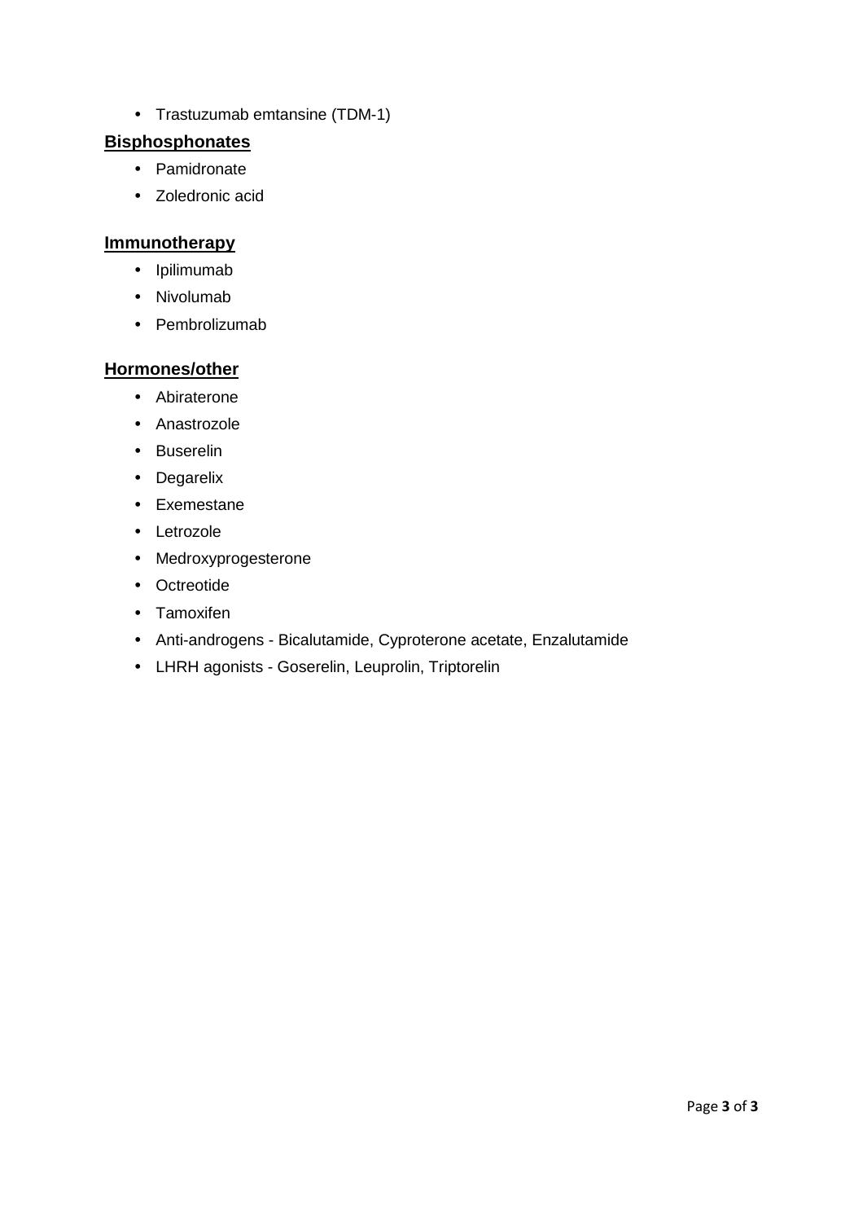- Trastuzumab emtansine (TDM-1)

**Bisphosphonates**

- Pamidronate
- Zoledronic acid

**Immunotherapy**

- Ipilimumab
- Nivolumab
- Pembrolizumab

**Hormones/other**

- Abiraterone
- Anastrozole
- Buserelin
- Degarelix
- Exemestane
- Letrozole
- Medroxyprogesterone
- Octreotide
- Tamoxifen
- Anti-androgens - Bicalutamide, Cyproterone acetate, Enzalutamide
- LHRH agonists - Goserelin, Leuprolin, Triptorelin